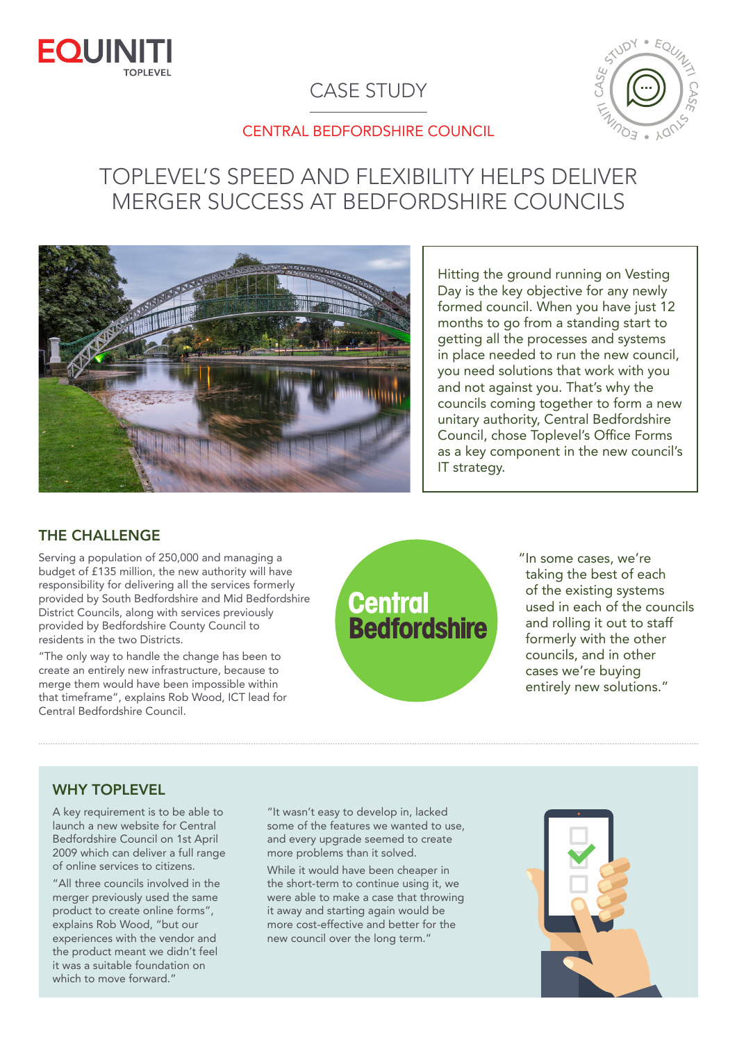EQUINITI TOPLEVEL

CASE STUDY

CENTRAL BEDFORDSHIRE COUNCIL

# TOPLEVEL'S SPEED AND FLEXIBILITY HELPS DELIVER MERGER SUCCESS AT BEDFORDSHIRE COUNCILS

Hitting the ground running on Vesting Day is the key objective for any newly formed council. When you have just 12 months to go from a standing start to getting all the processes and systems in place needed to run the new council, you need solutions that work with you and not against you. That's why the councils coming together to form a new unitary authority, Central Bedfordshire Council, chose Toplevel's Office Forms as a key component in the new council's IT strategy.

## THE CHALLENGE

Serving a population of 250,000 and managing a budget of £135 million, the new authority will have responsibility for delivering all the services formerly provided by South Bedfordshire and Mid Bedfordshire District Councils, along with services previously provided by Bedfordshire County Council to residents in the two Districts.

"The only way to handle the change has been to create an entirely new infrastructure, because to merge them would have been impossible within that timeframe", explains Rob Wood, ICT lead for Central Bedfordshire Council.

Central Bedfordshire

"In some cases, we're taking the best of each of the existing systems used in each of the councils and rolling it out to staff formerly with the other councils, and in other cases we're buying entirely new solutions."

## WHY TOPLEVEL

A key requirement is to be able to launch a new website for Central Bedfordshire Council on 1st April 2009 which can deliver a full range of online services to citizens.

"All three councils involved in the merger previously used the same product to create online forms", explains Rob Wood, "but our experiences with the vendor and the product meant we didn't feel it was a suitable foundation on which to move forward."

"It wasn't easy to develop in, lacked some of the features we wanted to use, and every upgrade seemed to create more problems than it solved.

While it would have been cheaper in the short-term to continue using it, we were able to make a case that throwing it away and starting again would be more cost-effective and better for the new council over the long term."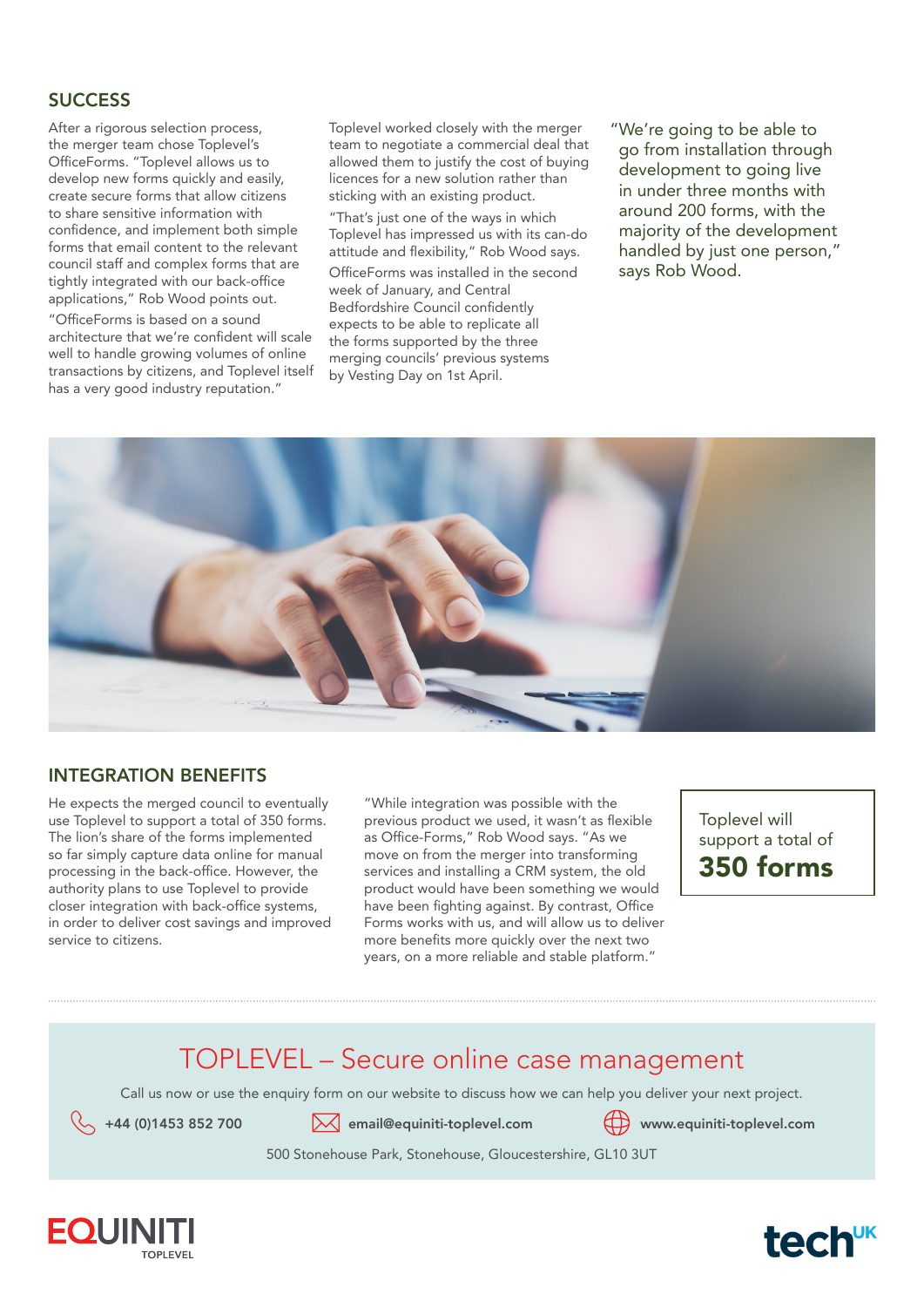## SUCCESS

After a rigorous selection process, the merger team chose Toplevel's OfficeForms. "Toplevel allows us to develop new forms quickly and easily, create secure forms that allow citizens to share sensitive information with confidence, and implement both simple forms that email content to the relevant council staff and complex forms that are tightly integrated with our back-office applications," Rob Wood points out.

"OfficeForms is based on a sound architecture that we're confident will scale well to handle growing volumes of online transactions by citizens, and Toplevel itself has a very good industry reputation."

Toplevel worked closely with the merger team to negotiate a commercial deal that allowed them to justify the cost of buying licences for a new solution rather than sticking with an existing product.

"That's just one of the ways in which Toplevel has impressed us with its can-do attitude and flexibility," Rob Wood says.

OfficeForms was installed in the second week of January, and Central Bedfordshire Council confidently expects to be able to replicate all the forms supported by the three merging councils' previous systems by Vesting Day on 1st April.

"We're going to be able to go from installation through development to going live in under three months with around 200 forms, with the majority of the development handled by just one person," says Rob Wood.

## INTEGRATION BENEFITS

He expects the merged council to eventually use Toplevel to support a total of 350 forms. The lion's share of the forms implemented so far simply capture data online for manual processing in the back-office. However, the authority plans to use Toplevel to provide closer integration with back-office systems, in order to deliver cost savings and improved service to citizens.

"While integration was possible with the previous product we used, it wasn't as flexible as Office-Forms," Rob Wood says. "As we move on from the merger into transforming services and installing a CRM system, the old product would have been something we would have been fighting against. By contrast, Office Forms works with us, and will allow us to deliver more benefits more quickly over the next two years, on a more reliable and stable platform."

Toplevel will support a total of
**350 forms**

## TOPLEVEL – Secure online case management

Call us now or use the enquiry form on our website to discuss how we can help you deliver your next project.

**+44 (0)1453 852 700** **email@equiniti-toplevel.com** **www.equiniti-toplevel.com**

500 Stonehouse Park, Stonehouse, Gloucestershire, GL10 3UT

EQUINITI TOPLEVEL

techUK